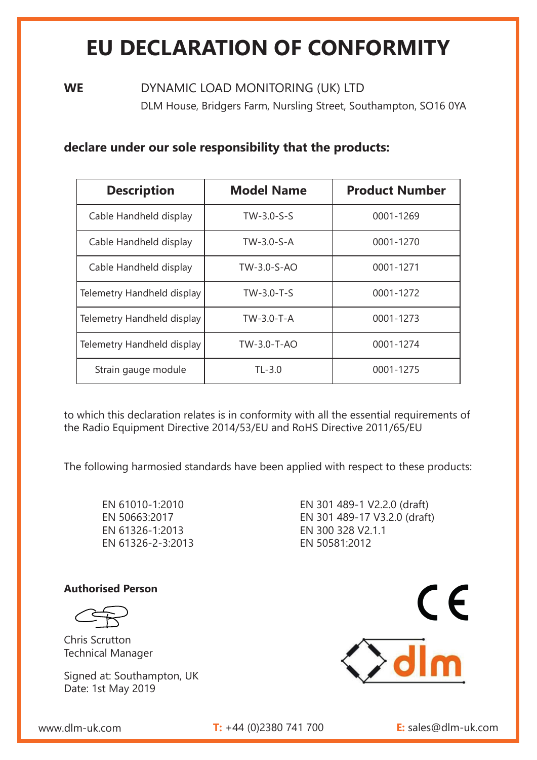# EU DECLARATION OF CONFORMITY

**WE** DYNAMIC LOAD MONITORING (UK) LTD
DLM House, Bridgers Farm, Nursling Street, Southampton, SO16 0YA

**declare under our sole responsibility that the products:**

| Description | Model Name | Product Number |
|---|---|---|
| Cable Handheld display | TW-3.0-S-S | 0001-1269 |
| Cable Handheld display | TW-3.0-S-A | 0001-1270 |
| Cable Handheld display | TW-3.0-S-AO | 0001-1271 |
| Telemetry Handheld display | TW-3.0-T-S | 0001-1272 |
| Telemetry Handheld display | TW-3.0-T-A | 0001-1273 |
| Telemetry Handheld display | TW-3.0-T-AO | 0001-1274 |
| Strain gauge module | TL-3.0 | 0001-1275 |

to which this declaration relates is in conformity with all the essential requirements of the Radio Equipment Directive 2014/53/EU and RoHS Directive 2011/65/EU

The following harmosied standards have been applied with respect to these products:

EN 61010-1:2010
EN 50663:2017
EN 61326-1:2013
EN 61326-2-3:2013
EN 301 489-1 V2.2.0 (draft)
EN 301 489-17 V3.2.0 (draft)
EN 300 328 V2.1.1
EN 50581:2012

**Authorised Person**

Chris Scrutton
Technical Manager

Signed at: Southampton, UK
Date: 1st May 2019

CE

dlm

www.dlm-uk.com **T:** +44 (0)2380 741 700 **E:** sales@dlm-uk.com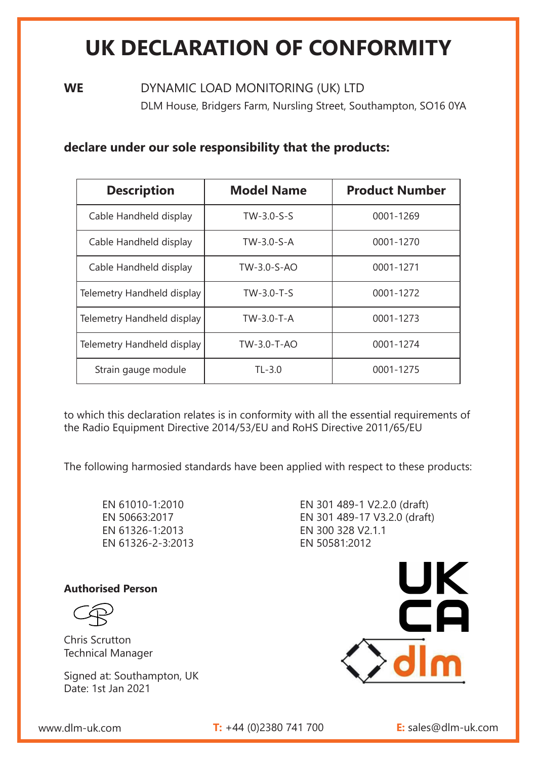# UK DECLARATION OF CONFORMITY

**WE** DYNAMIC LOAD MONITORING (UK) LTD
DLM House, Bridgers Farm, Nursling Street, Southampton, SO16 0YA

**declare under our sole responsibility that the products:**

| Description | Model Name | Product Number |
|---|---|---|
| Cable Handheld display | TW-3.0-S-S | 0001-1269 |
| Cable Handheld display | TW-3.0-S-A | 0001-1270 |
| Cable Handheld display | TW-3.0-S-AO | 0001-1271 |
| Telemetry Handheld display | TW-3.0-T-S | 0001-1272 |
| Telemetry Handheld display | TW-3.0-T-A | 0001-1273 |
| Telemetry Handheld display | TW-3.0-T-AO | 0001-1274 |
| Strain gauge module | TL-3.0 | 0001-1275 |

to which this declaration relates is in conformity with all the essential requirements of the Radio Equipment Directive 2014/53/EU and RoHS Directive 2011/65/EU

The following harmosied standards have been applied with respect to these products:

EN 61010-1:2010
EN 50663:2017
EN 61326-1:2013
EN 61326-2-3:2013
EN 301 489-1 V2.2.0 (draft)
EN 301 489-17 V3.2.0 (draft)
EN 300 328 V2.1.1
EN 50581:2012

**Authorised Person**

Chris Scrutton
Technical Manager

Signed at: Southampton, UK
Date: 1st Jan 2021

UK CA

dlm

www.dlm-uk.com **T:** +44 (0)2380 741 700 **E:** sales@dlm-uk.com